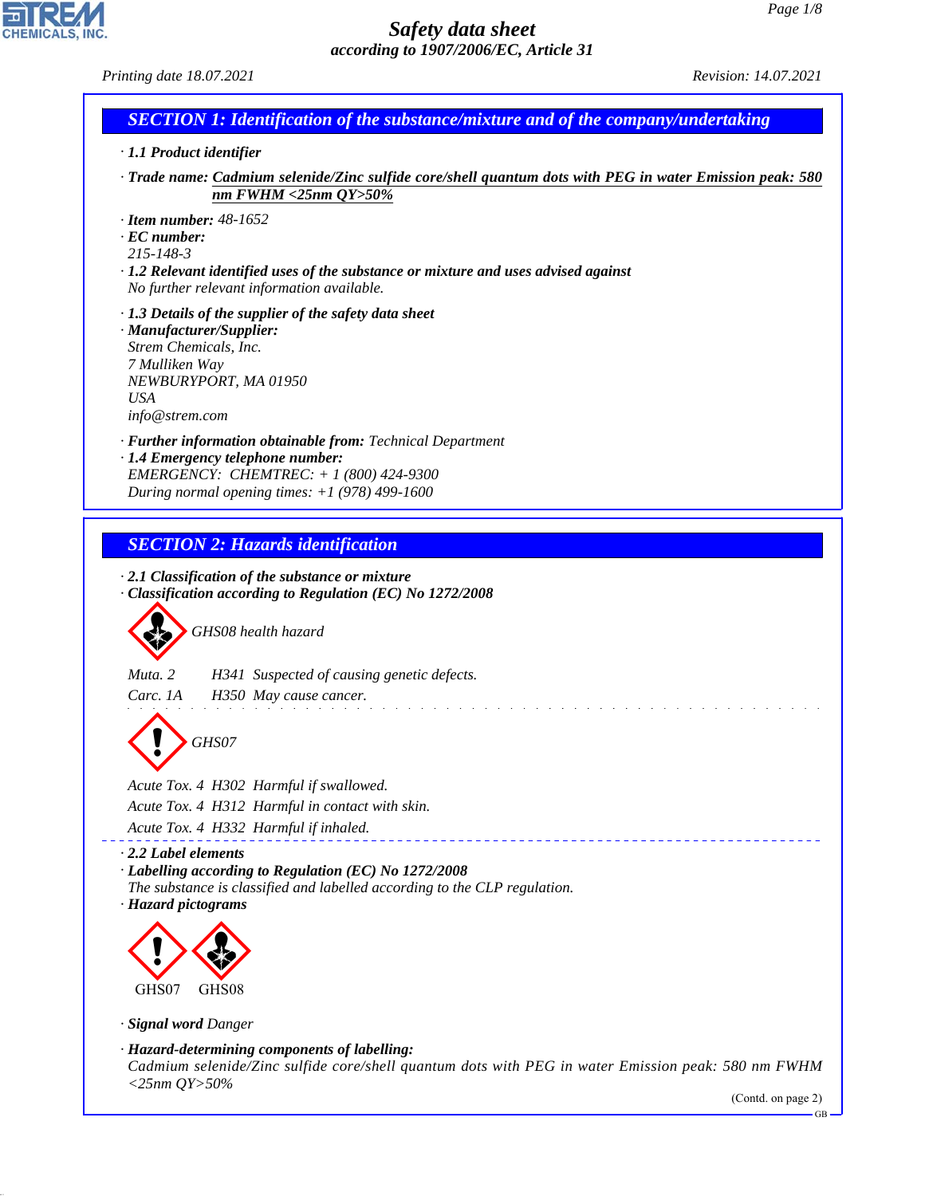# Safety data sheet

*according to 1907/2006/EC, Article 31*

*Printing date 18.07.2021* *Revision: 14.07.2021*

## SECTION 1: Identification of the substance/mixture and of the company/undertaking

· **1.1 Product identifier**

· **Trade name:** **Cadmium selenide/Zinc sulfide core/shell quantum dots with PEG in water Emission peak: 580 nm FWHM <25nm QY>50%**

· **Item number:** 48-1652
· **EC number:**
215-148-3
· **1.2 Relevant identified uses of the substance or mixture and uses advised against**
No further relevant information available.

· **1.3 Details of the supplier of the safety data sheet**
· **Manufacturer/Supplier:**
Strem Chemicals, Inc.
7 Mulliken Way
NEWBURYPORT, MA 01950
USA
info@strem.com

· **Further information obtainable from:** Technical Department
· **1.4 Emergency telephone number:**
EMERGENCY: CHEMTREC: + 1 (800) 424-9300
During normal opening times: +1 (978) 499-1600

## SECTION 2: Hazards identification

· **2.1 Classification of the substance or mixture**
· **Classification according to Regulation (EC) No 1272/2008**

GHS08 health hazard

Muta. 2 H341 Suspected of causing genetic defects.
Carc. 1A H350 May cause cancer.

GHS07

Acute Tox. 4 H302 Harmful if swallowed.
Acute Tox. 4 H312 Harmful in contact with skin.
Acute Tox. 4 H332 Harmful if inhaled.

· **2.2 Label elements**
· **Labelling according to Regulation (EC) No 1272/2008**
The substance is classified and labelled according to the CLP regulation.
· **Hazard pictograms**

GHS07 GHS08

· **Signal word** Danger

· **Hazard-determining components of labelling:**
Cadmium selenide/Zinc sulfide core/shell quantum dots with PEG in water Emission peak: 580 nm FWHM <25nm QY>50%

(Contd. on page 2)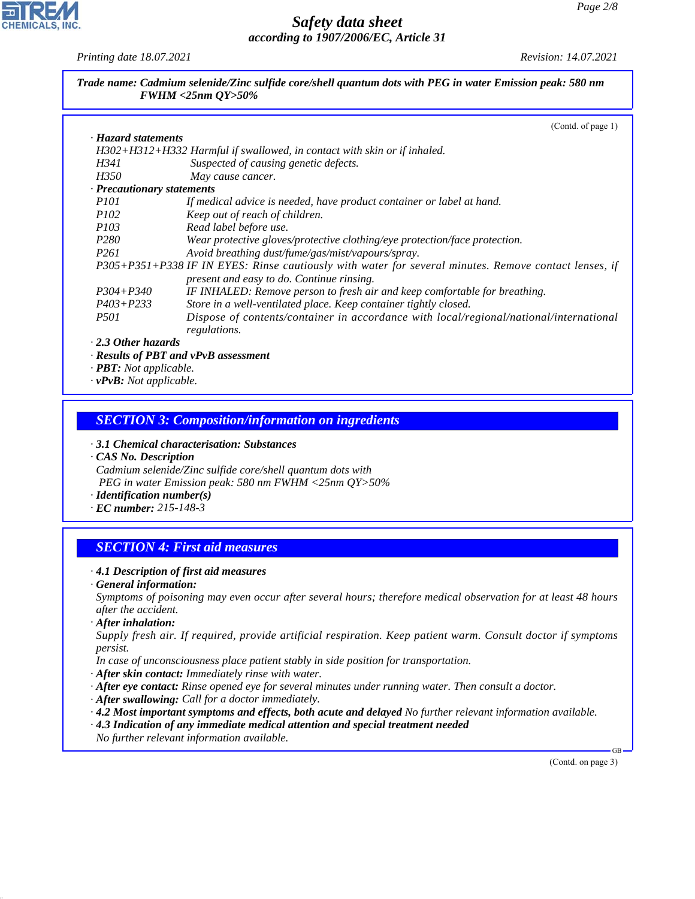**Trade name: Cadmium selenide/Zinc sulfide core/shell quantum dots with PEG in water Emission peak: 580 nm FWHM <25nm QY>50%**

(Contd. of page 1)

· **Hazard statements**

H302+H312+H332 Harmful if swallowed, in contact with skin or if inhaled.
H341 Suspected of causing genetic defects.
H350 May cause cancer.

· **Precautionary statements**

P101 If medical advice is needed, have product container or label at hand.
P102 Keep out of reach of children.
P103 Read label before use.
P280 Wear protective gloves/protective clothing/eye protection/face protection.
P261 Avoid breathing dust/fume/gas/mist/vapours/spray.
P305+P351+P338 IF IN EYES: Rinse cautiously with water for several minutes. Remove contact lenses, if present and easy to do. Continue rinsing.
P304+P340 IF INHALED: Remove person to fresh air and keep comfortable for breathing.
P403+P233 Store in a well-ventilated place. Keep container tightly closed.
P501 Dispose of contents/container in accordance with local/regional/national/international regulations.

· **2.3 Other hazards**

· **Results of PBT and vPvB assessment**

· **PBT:** Not applicable.

· **vPvB:** Not applicable.

## SECTION 3: Composition/information on ingredients

· **3.1 Chemical characterisation: Substances**

· **CAS No. Description**

Cadmium selenide/Zinc sulfide core/shell quantum dots with PEG in water Emission peak: 580 nm FWHM <25nm QY>50%

· **Identification number(s)**

· **EC number:** 215-148-3

## SECTION 4: First aid measures

· **4.1 Description of first aid measures**

· **General information:**

Symptoms of poisoning may even occur after several hours; therefore medical observation for at least 48 hours after the accident.

· **After inhalation:**

Supply fresh air. If required, provide artificial respiration. Keep patient warm. Consult doctor if symptoms persist.

In case of unconsciousness place patient stably in side position for transportation.

· **After skin contact:** Immediately rinse with water.

· **After eye contact:** Rinse opened eye for several minutes under running water. Then consult a doctor.

· **After swallowing:** Call for a doctor immediately.

· **4.2 Most important symptoms and effects, both acute and delayed** No further relevant information available.

· **4.3 Indication of any immediate medical attention and special treatment needed**

No further relevant information available.

(Contd. on page 3)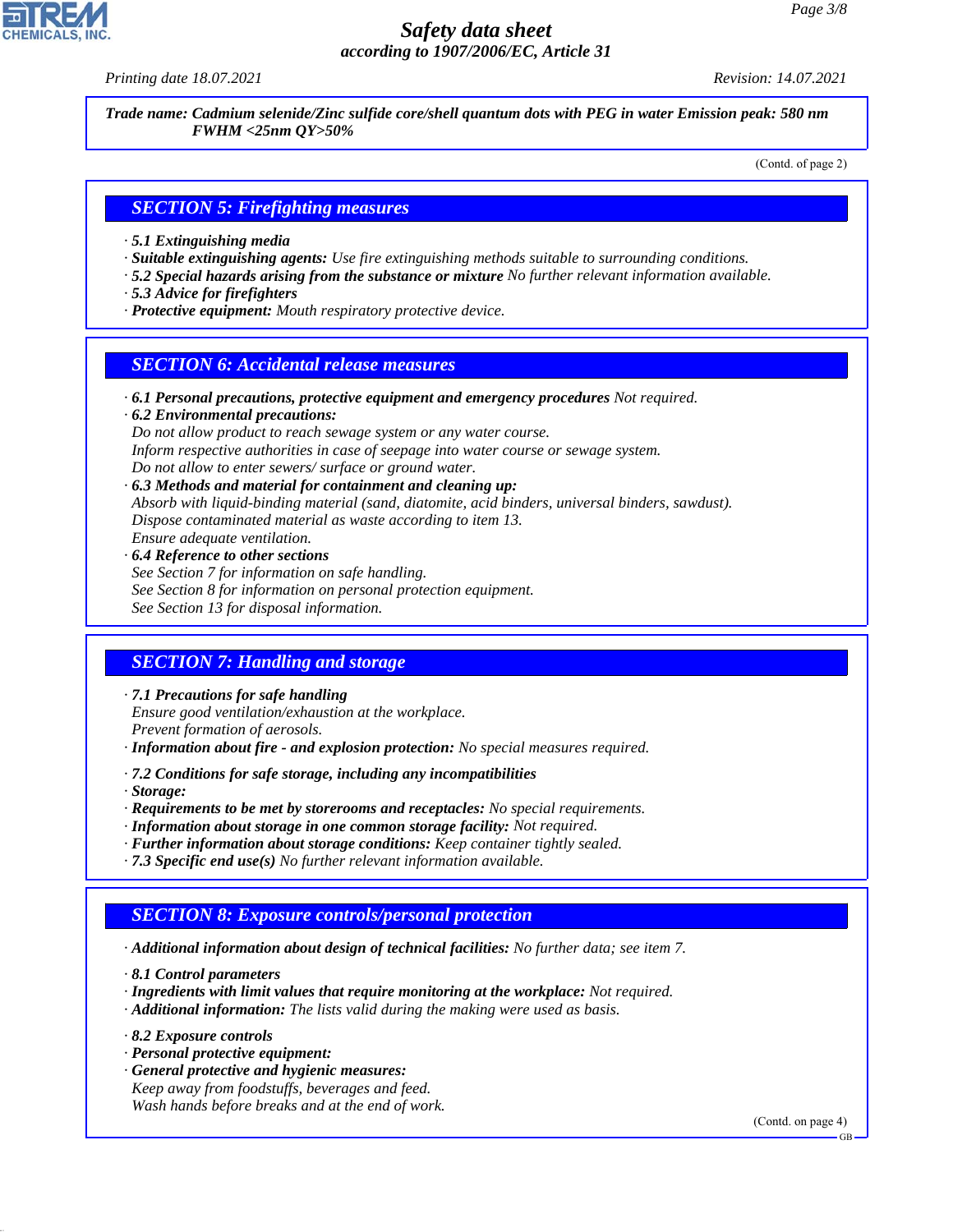**Trade name: Cadmium selenide/Zinc sulfide core/shell quantum dots with PEG in water Emission peak: 580 nm FWHM <25nm QY>50%**

(Contd. of page 2)

## SECTION 5: Firefighting measures

· **5.1 Extinguishing media**
· **Suitable extinguishing agents:** Use fire extinguishing methods suitable to surrounding conditions.
· **5.2 Special hazards arising from the substance or mixture** No further relevant information available.
· **5.3 Advice for firefighters**
· **Protective equipment:** Mouth respiratory protective device.

## SECTION 6: Accidental release measures

· **6.1 Personal precautions, protective equipment and emergency procedures** Not required.
· **6.2 Environmental precautions:**
Do not allow product to reach sewage system or any water course.
Inform respective authorities in case of seepage into water course or sewage system.
Do not allow to enter sewers/ surface or ground water.
· **6.3 Methods and material for containment and cleaning up:**
Absorb with liquid-binding material (sand, diatomite, acid binders, universal binders, sawdust).
Dispose contaminated material as waste according to item 13.
Ensure adequate ventilation.
· **6.4 Reference to other sections**
See Section 7 for information on safe handling.
See Section 8 for information on personal protection equipment.
See Section 13 for disposal information.

## SECTION 7: Handling and storage

· **7.1 Precautions for safe handling**
Ensure good ventilation/exhaustion at the workplace.
Prevent formation of aerosols.
· **Information about fire - and explosion protection:** No special measures required.

· **7.2 Conditions for safe storage, including any incompatibilities**
· **Storage:**
· **Requirements to be met by storerooms and receptacles:** No special requirements.
· **Information about storage in one common storage facility:** Not required.
· **Further information about storage conditions:** Keep container tightly sealed.
· **7.3 Specific end use(s)** No further relevant information available.

## SECTION 8: Exposure controls/personal protection

· **Additional information about design of technical facilities:** No further data; see item 7.

· **8.1 Control parameters**
· **Ingredients with limit values that require monitoring at the workplace:** Not required.
· **Additional information:** The lists valid during the making were used as basis.

· **8.2 Exposure controls**
· **Personal protective equipment:**
· **General protective and hygienic measures:**
Keep away from foodstuffs, beverages and feed.
Wash hands before breaks and at the end of work.

(Contd. on page 4)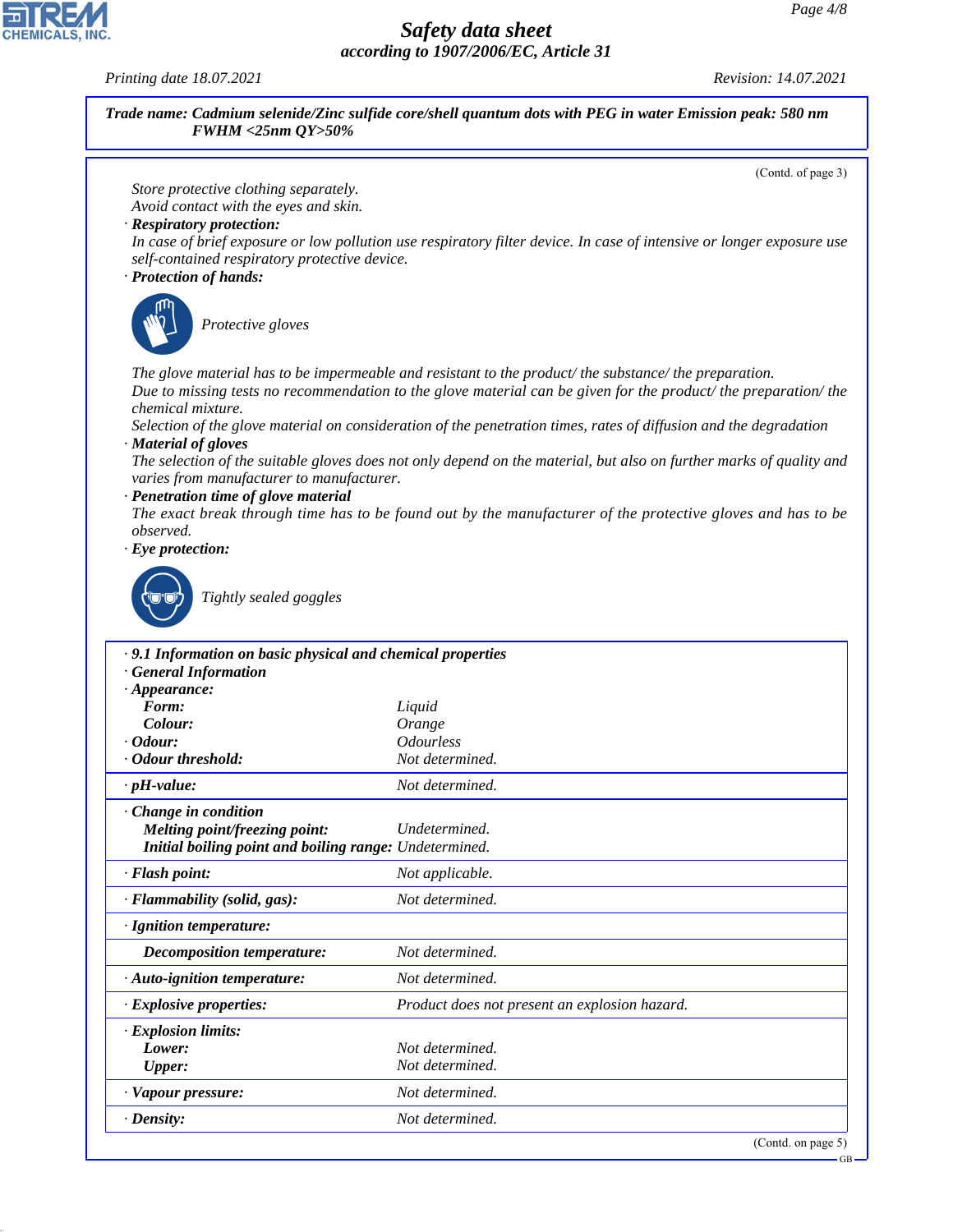**Trade name: Cadmium selenide/Zinc sulfide core/shell quantum dots with PEG in water Emission peak: 580 nm FWHM <25nm QY>50%**

(Contd. of page 3)

Store protective clothing separately.
Avoid contact with the eyes and skin.

· **Respiratory protection:**
In case of brief exposure or low pollution use respiratory filter device. In case of intensive or longer exposure use self-contained respiratory protective device.

· **Protection of hands:**

Protective gloves

The glove material has to be impermeable and resistant to the product/ the substance/ the preparation.
Due to missing tests no recommendation to the glove material can be given for the product/ the preparation/ the chemical mixture.
Selection of the glove material on consideration of the penetration times, rates of diffusion and the degradation

· **Material of gloves**
The selection of the suitable gloves does not only depend on the material, but also on further marks of quality and varies from manufacturer to manufacturer.

· **Penetration time of glove material**
The exact break through time has to be found out by the manufacturer of the protective gloves and has to be observed.

· **Eye protection:**

Tightly sealed goggles

| · **9.1 Information on basic physical and chemical properties** | |
|---|---|
| · **General Information** | |
| · **Appearance:** | |
| **Form:** | Liquid |
| **Colour:** | Orange |
| · **Odour:** | Odourless |
| · **Odour threshold:** | Not determined. |
| · **pH-value:** | Not determined. |
| · **Change in condition** | |
| **Melting point/freezing point:** | Undetermined. |
| **Initial boiling point and boiling range:** | Undetermined. |
| · **Flash point:** | Not applicable. |
| · **Flammability (solid, gas):** | Not determined. |
| · **Ignition temperature:** | |
| **Decomposition temperature:** | Not determined. |
| · **Auto-ignition temperature:** | Not determined. |
| · **Explosive properties:** | Product does not present an explosion hazard. |
| · **Explosion limits:** | |
| **Lower:** | Not determined. |
| **Upper:** | Not determined. |
| · **Vapour pressure:** | Not determined. |
| · **Density:** | Not determined. |

(Contd. on page 5)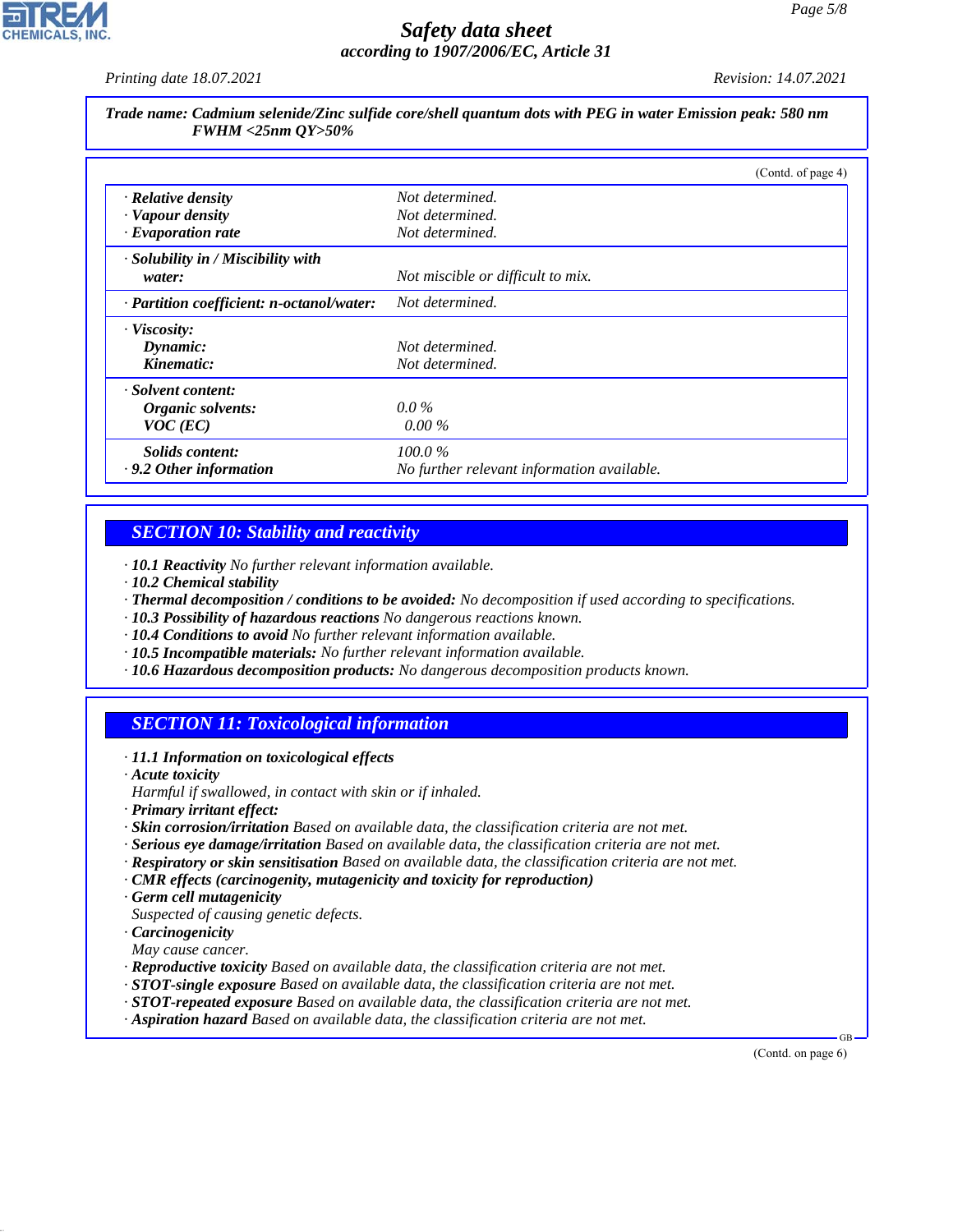**Trade name: Cadmium selenide/Zinc sulfide core/shell quantum dots with PEG in water Emission peak: 580 nm FWHM <25nm QY>50%**

(Contd. of page 4)

| | |
|---|---|
| · **Relative density** | Not determined. |
| · **Vapour density** | Not determined. |
| · **Evaporation rate** | Not determined. |
| · **Solubility in / Miscibility with water:** | Not miscible or difficult to mix. |
| · **Partition coefficient: n-octanol/water:** | Not determined. |
| · **Viscosity:** | |
| **Dynamic:** | Not determined. |
| **Kinematic:** | Not determined. |
| · **Solvent content:** | |
| **Organic solvents:** | 0.0 % |
| **VOC (EC)** | 0.00 % |
| **Solids content:** | 100.0 % |
| · **9.2 Other information** | No further relevant information available. |

## SECTION 10: Stability and reactivity

· **10.1 Reactivity** No further relevant information available.
· **10.2 Chemical stability**
· **Thermal decomposition / conditions to be avoided:** No decomposition if used according to specifications.
· **10.3 Possibility of hazardous reactions** No dangerous reactions known.
· **10.4 Conditions to avoid** No further relevant information available.
· **10.5 Incompatible materials:** No further relevant information available.
· **10.6 Hazardous decomposition products:** No dangerous decomposition products known.

## SECTION 11: Toxicological information

· **11.1 Information on toxicological effects**
· **Acute toxicity**
Harmful if swallowed, in contact with skin or if inhaled.
· **Primary irritant effect:**
· **Skin corrosion/irritation** Based on available data, the classification criteria are not met.
· **Serious eye damage/irritation** Based on available data, the classification criteria are not met.
· **Respiratory or skin sensitisation** Based on available data, the classification criteria are not met.
· **CMR effects (carcinogenity, mutagenicity and toxicity for reproduction)**
· **Germ cell mutagenicity**
Suspected of causing genetic defects.
· **Carcinogenicity**
May cause cancer.
· **Reproductive toxicity** Based on available data, the classification criteria are not met.
· **STOT-single exposure** Based on available data, the classification criteria are not met.
· **STOT-repeated exposure** Based on available data, the classification criteria are not met.
· **Aspiration hazard** Based on available data, the classification criteria are not met.

(Contd. on page 6)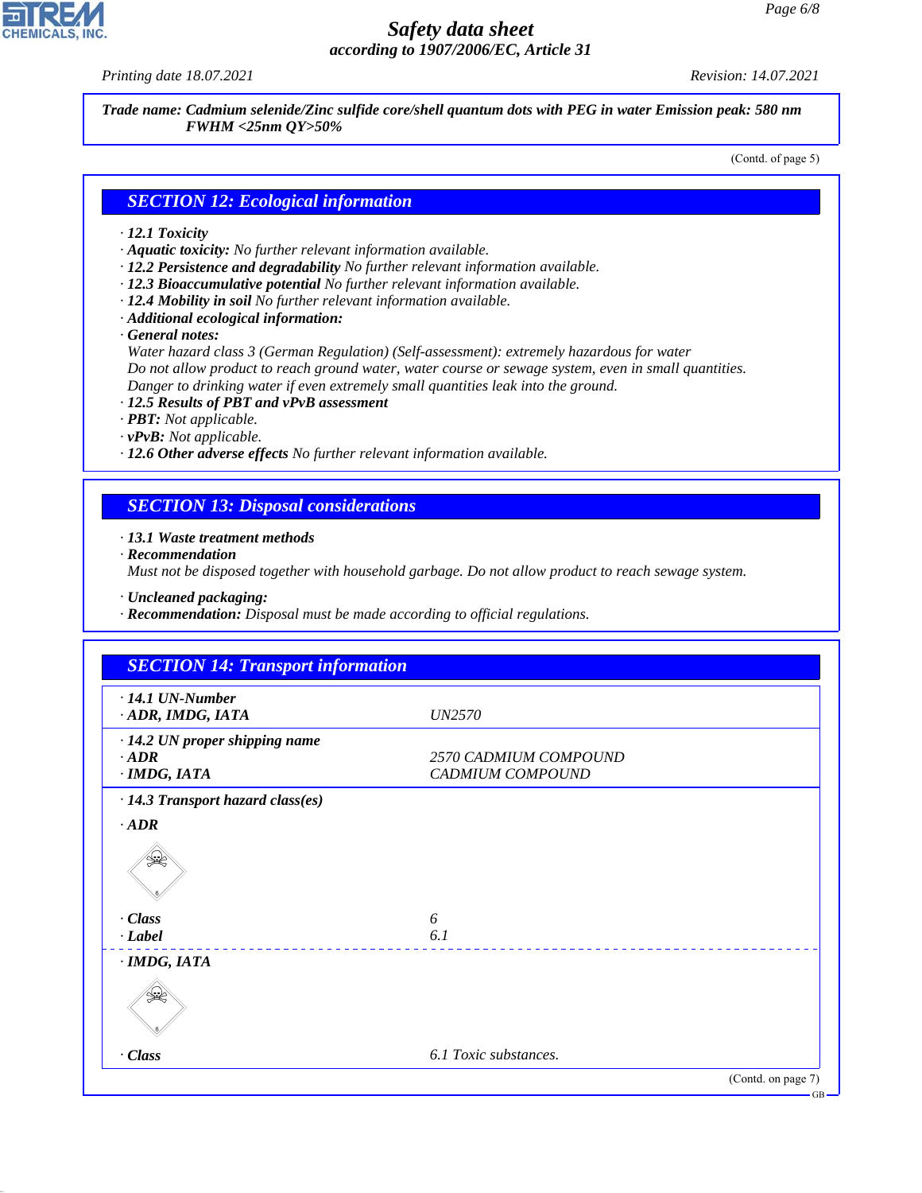**Trade name: Cadmium selenide/Zinc sulfide core/shell quantum dots with PEG in water Emission peak: 580 nm FWHM <25nm QY>50%**

(Contd. of page 5)

## SECTION 12: Ecological information

- **12.1 Toxicity**
- **Aquatic toxicity:** No further relevant information available.
- **12.2 Persistence and degradability** No further relevant information available.
- **12.3 Bioaccumulative potential** No further relevant information available.
- **12.4 Mobility in soil** No further relevant information available.
- **Additional ecological information:**
- **General notes:**
  Water hazard class 3 (German Regulation) (Self-assessment): extremely hazardous for water
  Do not allow product to reach ground water, water course or sewage system, even in small quantities.
  Danger to drinking water if even extremely small quantities leak into the ground.
- **12.5 Results of PBT and vPvB assessment**
- **PBT:** Not applicable.
- **vPvB:** Not applicable.
- **12.6 Other adverse effects** No further relevant information available.

## SECTION 13: Disposal considerations

- **13.1 Waste treatment methods**
- **Recommendation**
  Must not be disposed together with household garbage. Do not allow product to reach sewage system.

- **Uncleaned packaging:**
- **Recommendation:** Disposal must be made according to official regulations.

## SECTION 14: Transport information

| | |
|---|---|
| **14.1 UN-Number** | |
| **ADR, IMDG, IATA** | UN2570 |
| **14.2 UN proper shipping name** | |
| **ADR** | 2570 CADMIUM COMPOUND |
| **IMDG, IATA** | CADMIUM COMPOUND |
| **14.3 Transport hazard class(es)** | |
| **ADR** | |
| **Class** | 6 |
| **Label** | 6.1 |
| **IMDG, IATA** | |
| **Class** | 6.1 Toxic substances. |

(Contd. on page 7)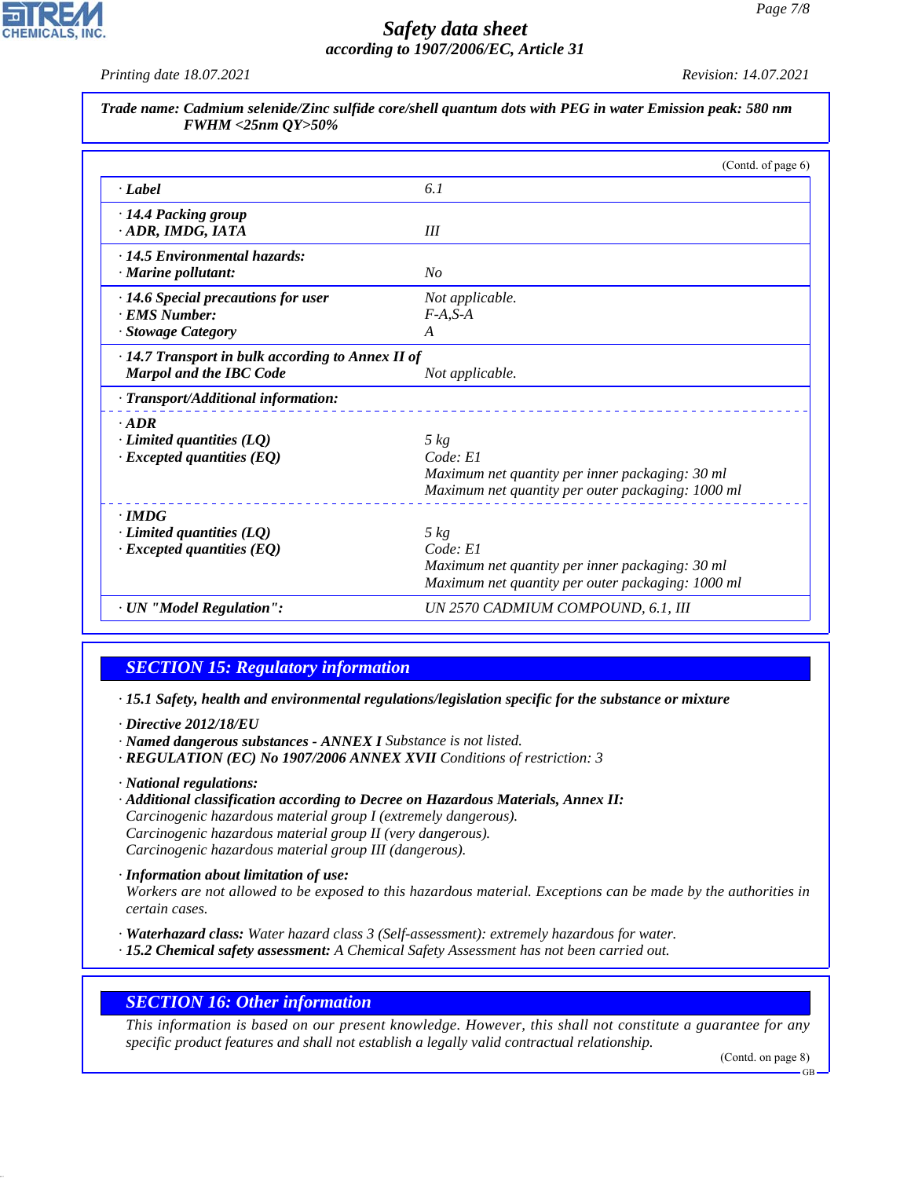**Trade name: Cadmium selenide/Zinc sulfide core/shell quantum dots with PEG in water Emission peak: 580 nm FWHM <25nm QY>50%**

(Contd. of page 6)

| | |
|---|---|
| · **Label** | 6.1 |
| · **14.4 Packing group**<br>· **ADR, IMDG, IATA** | III |
| · **14.5 Environmental hazards:**<br>· **Marine pollutant:** | No |
| · **14.6 Special precautions for user**<br>· **EMS Number:**<br>· **Stowage Category** | Not applicable.<br>F-A,S-A<br>A |
| · **14.7 Transport in bulk according to Annex II of Marpol and the IBC Code** | Not applicable. |
| · **Transport/Additional information:** | |
| · **ADR**<br>· **Limited quantities (LQ)**<br>· **Excepted quantities (EQ)** | <br>5 kg<br>Code: E1<br>Maximum net quantity per inner packaging: 30 ml<br>Maximum net quantity per outer packaging: 1000 ml |
| · **IMDG**<br>· **Limited quantities (LQ)**<br>· **Excepted quantities (EQ)** | <br>5 kg<br>Code: E1<br>Maximum net quantity per inner packaging: 30 ml<br>Maximum net quantity per outer packaging: 1000 ml |
| · **UN "Model Regulation":** | UN 2570 CADMIUM COMPOUND, 6.1, III |

## SECTION 15: Regulatory information

· **15.1 Safety, health and environmental regulations/legislation specific for the substance or mixture**

· **Directive 2012/18/EU**
· **Named dangerous substances - ANNEX I** Substance is not listed.
· **REGULATION (EC) No 1907/2006 ANNEX XVII** Conditions of restriction: 3

· **National regulations:**
· **Additional classification according to Decree on Hazardous Materials, Annex II:**
Carcinogenic hazardous material group I (extremely dangerous).
Carcinogenic hazardous material group II (very dangerous).
Carcinogenic hazardous material group III (dangerous).

· **Information about limitation of use:**
Workers are not allowed to be exposed to this hazardous material. Exceptions can be made by the authorities in certain cases.

· **Waterhazard class:** Water hazard class 3 (Self-assessment): extremely hazardous for water.
· **15.2 Chemical safety assessment:** A Chemical Safety Assessment has not been carried out.

## SECTION 16: Other information

This information is based on our present knowledge. However, this shall not constitute a guarantee for any specific product features and shall not establish a legally valid contractual relationship.

(Contd. on page 8)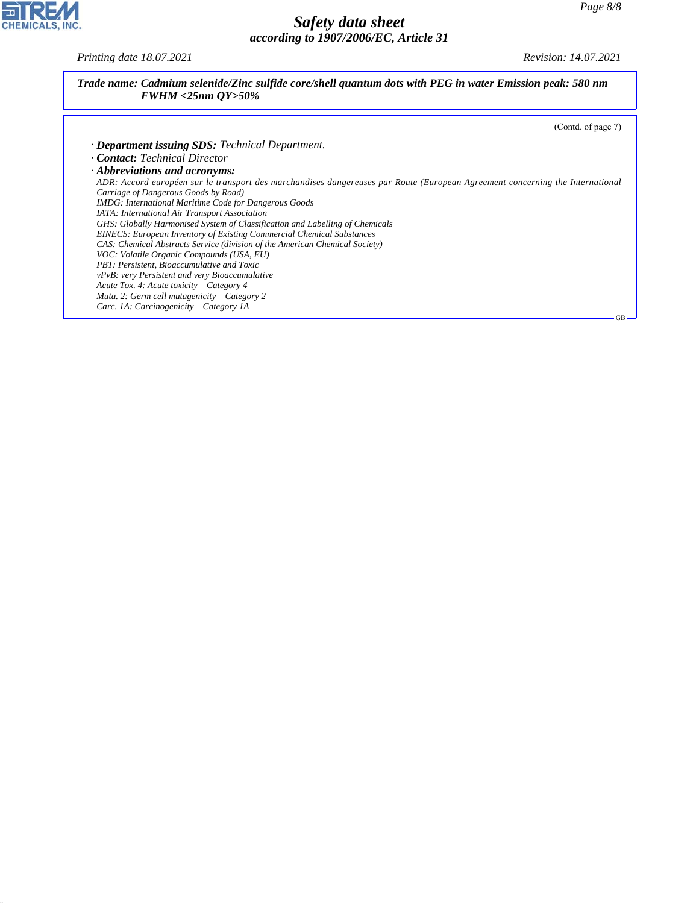**Trade name: Cadmium selenide/Zinc sulfide core/shell quantum dots with PEG in water Emission peak: 580 nm FWHM <25nm QY>50%**

(Contd. of page 7)

· **Department issuing SDS:** Technical Department.

· **Contact:** Technical Director

· **Abbreviations and acronyms:**

ADR: Accord européen sur le transport des marchandises dangereuses par Route (European Agreement concerning the International Carriage of Dangerous Goods by Road)
IMDG: International Maritime Code for Dangerous Goods
IATA: International Air Transport Association
GHS: Globally Harmonised System of Classification and Labelling of Chemicals
EINECS: European Inventory of Existing Commercial Chemical Substances
CAS: Chemical Abstracts Service (division of the American Chemical Society)
VOC: Volatile Organic Compounds (USA, EU)
PBT: Persistent, Bioaccumulative and Toxic
vPvB: very Persistent and very Bioaccumulative
Acute Tox. 4: Acute toxicity – Category 4
Muta. 2: Germ cell mutagenicity – Category 2
Carc. 1A: Carcinogenicity – Category 1A